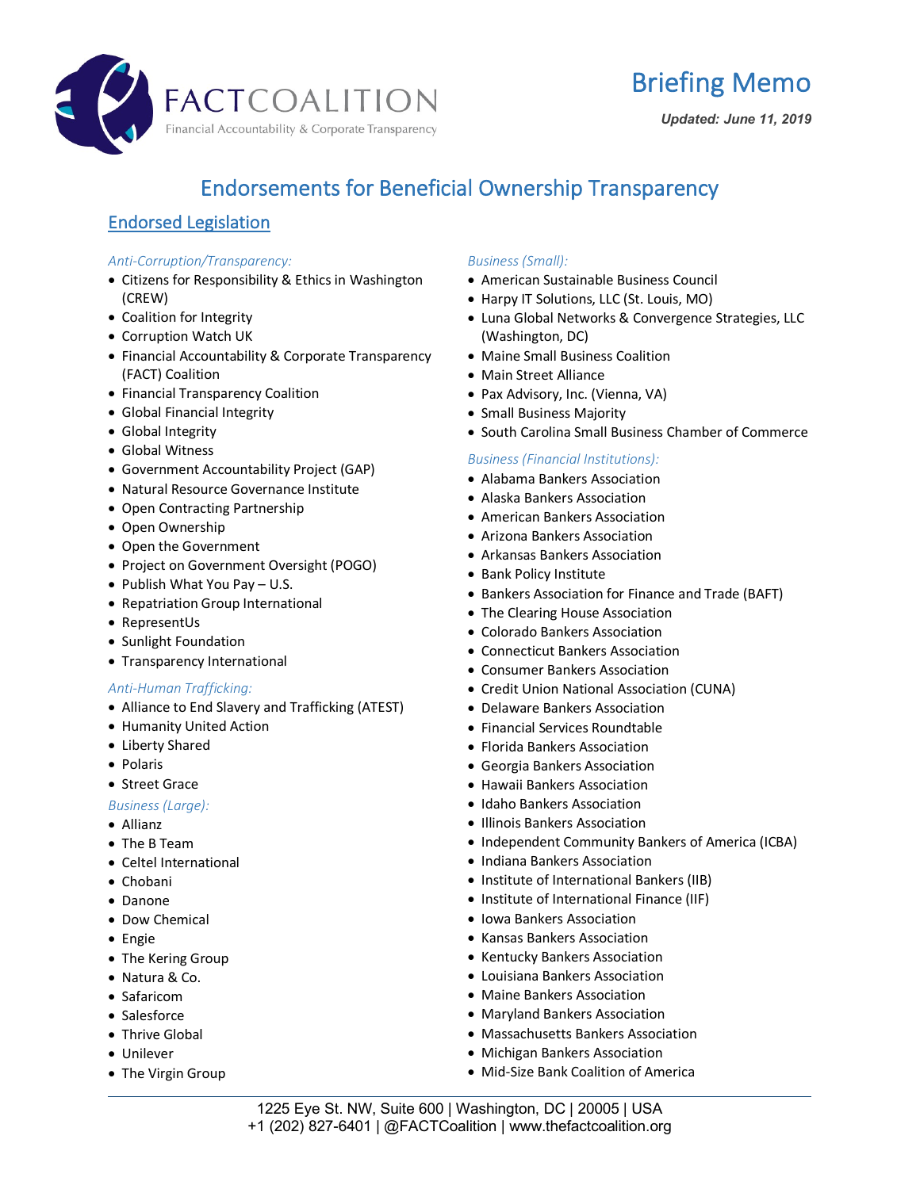# Briefing Memo

***Updated: June 11, 2019***

## Endorsements for Beneficial Ownership Transparency

### Endorsed Legislation

*Anti-Corruption/Transparency:*

- Citizens for Responsibility & Ethics in Washington (CREW)
- Coalition for Integrity
- Corruption Watch UK
- Financial Accountability & Corporate Transparency (FACT) Coalition
- Financial Transparency Coalition
- Global Financial Integrity
- Global Integrity
- Global Witness
- Government Accountability Project (GAP)
- Natural Resource Governance Institute
- Open Contracting Partnership
- Open Ownership
- Open the Government
- Project on Government Oversight (POGO)
- Publish What You Pay – U.S.
- Repatriation Group International
- RepresentUs
- Sunlight Foundation
- Transparency International

*Anti-Human Trafficking:*

- Alliance to End Slavery and Trafficking (ATEST)
- Humanity United Action
- Liberty Shared
- Polaris
- Street Grace

*Business (Large):*

- Allianz
- The B Team
- Celtel International
- Chobani
- Danone
- Dow Chemical
- Engie
- The Kering Group
- Natura & Co.
- Safaricom
- Salesforce
- Thrive Global
- Unilever
- The Virgin Group

*Business (Small):*

- American Sustainable Business Council
- Harpy IT Solutions, LLC (St. Louis, MO)
- Luna Global Networks & Convergence Strategies, LLC (Washington, DC)
- Maine Small Business Coalition
- Main Street Alliance
- Pax Advisory, Inc. (Vienna, VA)
- Small Business Majority
- South Carolina Small Business Chamber of Commerce

*Business (Financial Institutions):*

- Alabama Bankers Association
- Alaska Bankers Association
- American Bankers Association
- Arizona Bankers Association
- Arkansas Bankers Association
- Bank Policy Institute
- Bankers Association for Finance and Trade (BAFT)
- The Clearing House Association
- Colorado Bankers Association
- Connecticut Bankers Association
- Consumer Bankers Association
- Credit Union National Association (CUNA)
- Delaware Bankers Association
- Financial Services Roundtable
- Florida Bankers Association
- Georgia Bankers Association
- Hawaii Bankers Association
- Idaho Bankers Association
- Illinois Bankers Association
- Independent Community Bankers of America (ICBA)
- Indiana Bankers Association
- Institute of International Bankers (IIB)
- Institute of International Finance (IIF)
- Iowa Bankers Association
- Kansas Bankers Association
- Kentucky Bankers Association
- Louisiana Bankers Association
- Maine Bankers Association
- Maryland Bankers Association
- Massachusetts Bankers Association
- Michigan Bankers Association
- Mid-Size Bank Coalition of America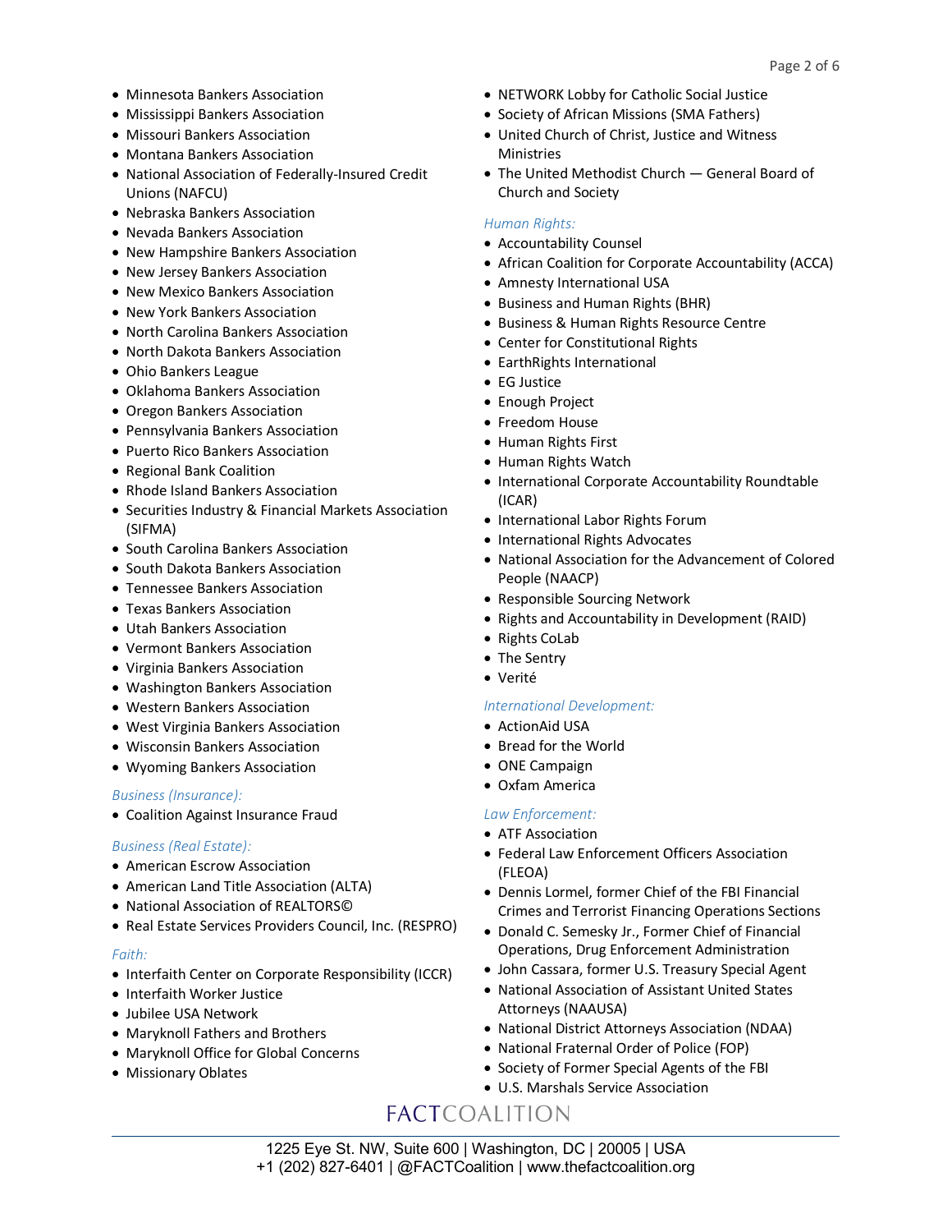- Minnesota Bankers Association
- Mississippi Bankers Association
- Missouri Bankers Association
- Montana Bankers Association
- National Association of Federally-Insured Credit Unions (NAFCU)
- Nebraska Bankers Association
- Nevada Bankers Association
- New Hampshire Bankers Association
- New Jersey Bankers Association
- New Mexico Bankers Association
- New York Bankers Association
- North Carolina Bankers Association
- North Dakota Bankers Association
- Ohio Bankers League
- Oklahoma Bankers Association
- Oregon Bankers Association
- Pennsylvania Bankers Association
- Puerto Rico Bankers Association
- Regional Bank Coalition
- Rhode Island Bankers Association
- Securities Industry & Financial Markets Association (SIFMA)
- South Carolina Bankers Association
- South Dakota Bankers Association
- Tennessee Bankers Association
- Texas Bankers Association
- Utah Bankers Association
- Vermont Bankers Association
- Virginia Bankers Association
- Washington Bankers Association
- Western Bankers Association
- West Virginia Bankers Association
- Wisconsin Bankers Association
- Wyoming Bankers Association

*Business (Insurance):*

- Coalition Against Insurance Fraud

*Business (Real Estate):*

- American Escrow Association
- American Land Title Association (ALTA)
- National Association of REALTORS©
- Real Estate Services Providers Council, Inc. (RESPRO)

*Faith:*

- Interfaith Center on Corporate Responsibility (ICCR)
- Interfaith Worker Justice
- Jubilee USA Network
- Maryknoll Fathers and Brothers
- Maryknoll Office for Global Concerns
- Missionary Oblates
- NETWORK Lobby for Catholic Social Justice
- Society of African Missions (SMA Fathers)
- United Church of Christ, Justice and Witness Ministries
- The United Methodist Church — General Board of Church and Society

*Human Rights:*

- Accountability Counsel
- African Coalition for Corporate Accountability (ACCA)
- Amnesty International USA
- Business and Human Rights (BHR)
- Business & Human Rights Resource Centre
- Center for Constitutional Rights
- EarthRights International
- EG Justice
- Enough Project
- Freedom House
- Human Rights First
- Human Rights Watch
- International Corporate Accountability Roundtable (ICAR)
- International Labor Rights Forum
- International Rights Advocates
- National Association for the Advancement of Colored People (NAACP)
- Responsible Sourcing Network
- Rights and Accountability in Development (RAID)
- Rights CoLab
- The Sentry
- Verité

*International Development:*

- ActionAid USA
- Bread for the World
- ONE Campaign
- Oxfam America

*Law Enforcement:*

- ATF Association
- Federal Law Enforcement Officers Association (FLEOA)
- Dennis Lormel, former Chief of the FBI Financial Crimes and Terrorist Financing Operations Sections
- Donald C. Semesky Jr., Former Chief of Financial Operations, Drug Enforcement Administration
- John Cassara, former U.S. Treasury Special Agent
- National Association of Assistant United States Attorneys (NAAUSA)
- National District Attorneys Association (NDAA)
- National Fraternal Order of Police (FOP)
- Society of Former Special Agents of the FBI
- U.S. Marshals Service Association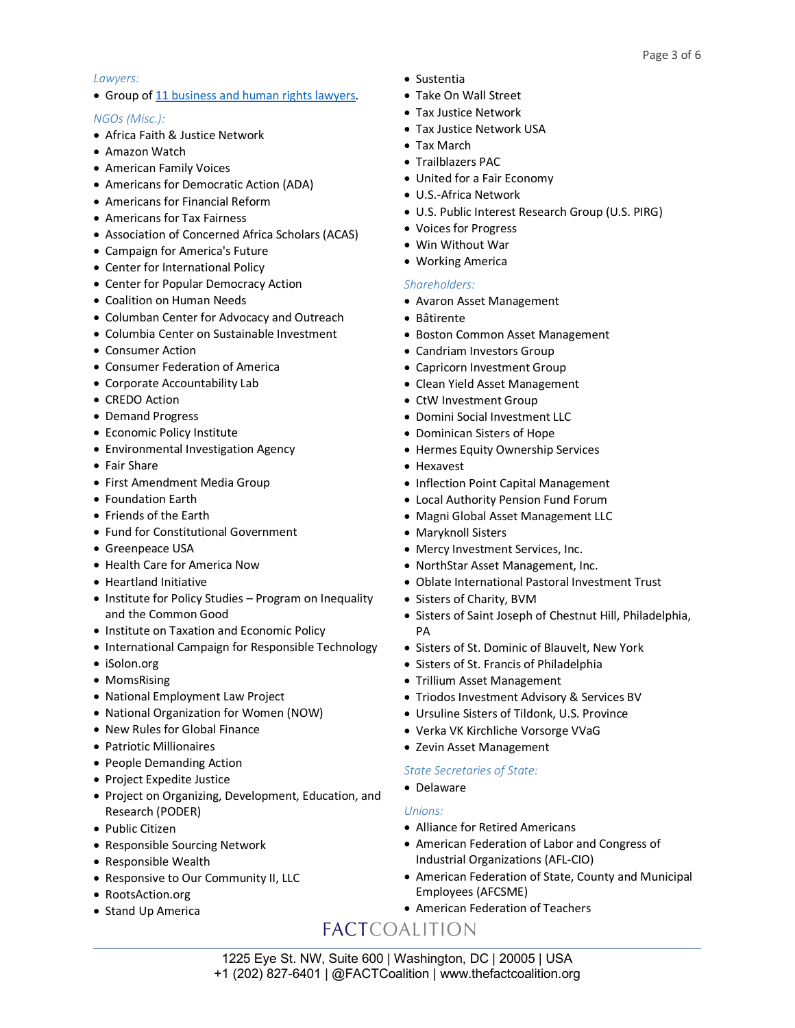*Lawyers:*

- Group of [11 business and human rights lawyers](#).

*NGOs (Misc.):*

- Africa Faith & Justice Network
- Amazon Watch
- American Family Voices
- Americans for Democratic Action (ADA)
- Americans for Financial Reform
- Americans for Tax Fairness
- Association of Concerned Africa Scholars (ACAS)
- Campaign for America's Future
- Center for International Policy
- Center for Popular Democracy Action
- Coalition on Human Needs
- Columban Center for Advocacy and Outreach
- Columbia Center on Sustainable Investment
- Consumer Action
- Consumer Federation of America
- Corporate Accountability Lab
- CREDO Action
- Demand Progress
- Economic Policy Institute
- Environmental Investigation Agency
- Fair Share
- First Amendment Media Group
- Foundation Earth
- Friends of the Earth
- Fund for Constitutional Government
- Greenpeace USA
- Health Care for America Now
- Heartland Initiative
- Institute for Policy Studies – Program on Inequality and the Common Good
- Institute on Taxation and Economic Policy
- International Campaign for Responsible Technology
- iSolon.org
- MomsRising
- National Employment Law Project
- National Organization for Women (NOW)
- New Rules for Global Finance
- Patriotic Millionaires
- People Demanding Action
- Project Expedite Justice
- Project on Organizing, Development, Education, and Research (PODER)
- Public Citizen
- Responsible Sourcing Network
- Responsible Wealth
- Responsive to Our Community II, LLC
- RootsAction.org
- Stand Up America
- Sustentia
- Take On Wall Street
- Tax Justice Network
- Tax Justice Network USA
- Tax March
- Trailblazers PAC
- United for a Fair Economy
- U.S.-Africa Network
- U.S. Public Interest Research Group (U.S. PIRG)
- Voices for Progress
- Win Without War
- Working America

*Shareholders:*

- Avaron Asset Management
- Bâtirente
- Boston Common Asset Management
- Candriam Investors Group
- Capricorn Investment Group
- Clean Yield Asset Management
- CtW Investment Group
- Domini Social Investment LLC
- Dominican Sisters of Hope
- Hermes Equity Ownership Services
- Hexavest
- Inflection Point Capital Management
- Local Authority Pension Fund Forum
- Magni Global Asset Management LLC
- Maryknoll Sisters
- Mercy Investment Services, Inc.
- NorthStar Asset Management, Inc.
- Oblate International Pastoral Investment Trust
- Sisters of Charity, BVM
- Sisters of Saint Joseph of Chestnut Hill, Philadelphia, PA
- Sisters of St. Dominic of Blauvelt, New York
- Sisters of St. Francis of Philadelphia
- Trillium Asset Management
- Triodos Investment Advisory & Services BV
- Ursuline Sisters of Tildonk, U.S. Province
- Verka VK Kirchliche Vorsorge VVaG
- Zevin Asset Management

*State Secretaries of State:*

- Delaware

*Unions:*

- Alliance for Retired Americans
- American Federation of Labor and Congress of Industrial Organizations (AFL-CIO)
- American Federation of State, County and Municipal Employees (AFCSME)
- American Federation of Teachers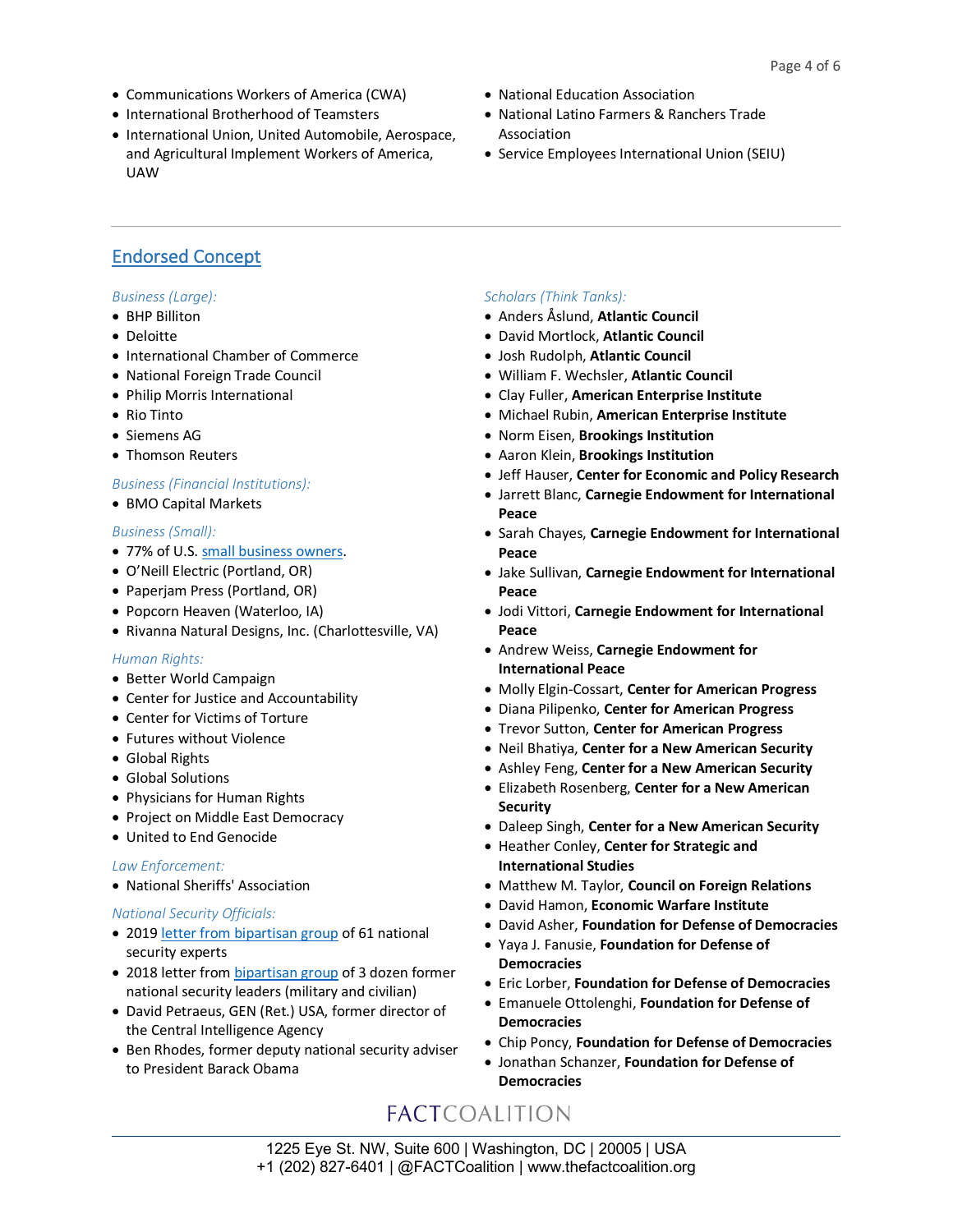- Communications Workers of America (CWA)
- International Brotherhood of Teamsters
- International Union, United Automobile, Aerospace, and Agricultural Implement Workers of America, UAW
- National Education Association
- National Latino Farmers & Ranchers Trade Association
- Service Employees International Union (SEIU)

---

## Endorsed Concept

*Business (Large):*

- BHP Billiton
- Deloitte
- International Chamber of Commerce
- National Foreign Trade Council
- Philip Morris International
- Rio Tinto
- Siemens AG
- Thomson Reuters

*Business (Financial Institutions):*

- BMO Capital Markets

*Business (Small):*

- 77% of U.S. small business owners.
- O'Neill Electric (Portland, OR)
- Paperjam Press (Portland, OR)
- Popcorn Heaven (Waterloo, IA)
- Rivanna Natural Designs, Inc. (Charlottesville, VA)

*Human Rights:*

- Better World Campaign
- Center for Justice and Accountability
- Center for Victims of Torture
- Futures without Violence
- Global Rights
- Global Solutions
- Physicians for Human Rights
- Project on Middle East Democracy
- United to End Genocide

*Law Enforcement:*

- National Sheriffs' Association

*National Security Officials:*

- 2019 letter from bipartisan group of 61 national security experts
- 2018 letter from bipartisan group of 3 dozen former national security leaders (military and civilian)
- David Petraeus, GEN (Ret.) USA, former director of the Central Intelligence Agency
- Ben Rhodes, former deputy national security adviser to President Barack Obama

*Scholars (Think Tanks):*

- Anders Åslund, **Atlantic Council**
- David Mortlock, **Atlantic Council**
- Josh Rudolph, **Atlantic Council**
- William F. Wechsler, **Atlantic Council**
- Clay Fuller, **American Enterprise Institute**
- Michael Rubin, **American Enterprise Institute**
- Norm Eisen, **Brookings Institution**
- Aaron Klein, **Brookings Institution**
- Jeff Hauser, **Center for Economic and Policy Research**
- Jarrett Blanc, **Carnegie Endowment for International Peace**
- Sarah Chayes, **Carnegie Endowment for International Peace**
- Jake Sullivan, **Carnegie Endowment for International Peace**
- Jodi Vittori, **Carnegie Endowment for International Peace**
- Andrew Weiss, **Carnegie Endowment for International Peace**
- Molly Elgin-Cossart, **Center for American Progress**
- Diana Pilipenko, **Center for American Progress**
- Trevor Sutton, **Center for American Progress**
- Neil Bhatiya, **Center for a New American Security**
- Ashley Feng, **Center for a New American Security**
- Elizabeth Rosenberg, **Center for a New American Security**
- Daleep Singh, **Center for a New American Security**
- Heather Conley, **Center for Strategic and International Studies**
- Matthew M. Taylor, **Council on Foreign Relations**
- David Hamon, **Economic Warfare Institute**
- David Asher, **Foundation for Defense of Democracies**
- Yaya J. Fanusie, **Foundation for Defense of Democracies**
- Eric Lorber, **Foundation for Defense of Democracies**
- Emanuele Ottolenghi, **Foundation for Defense of Democracies**
- Chip Poncy, **Foundation for Defense of Democracies**
- Jonathan Schanzer, **Foundation for Defense of Democracies**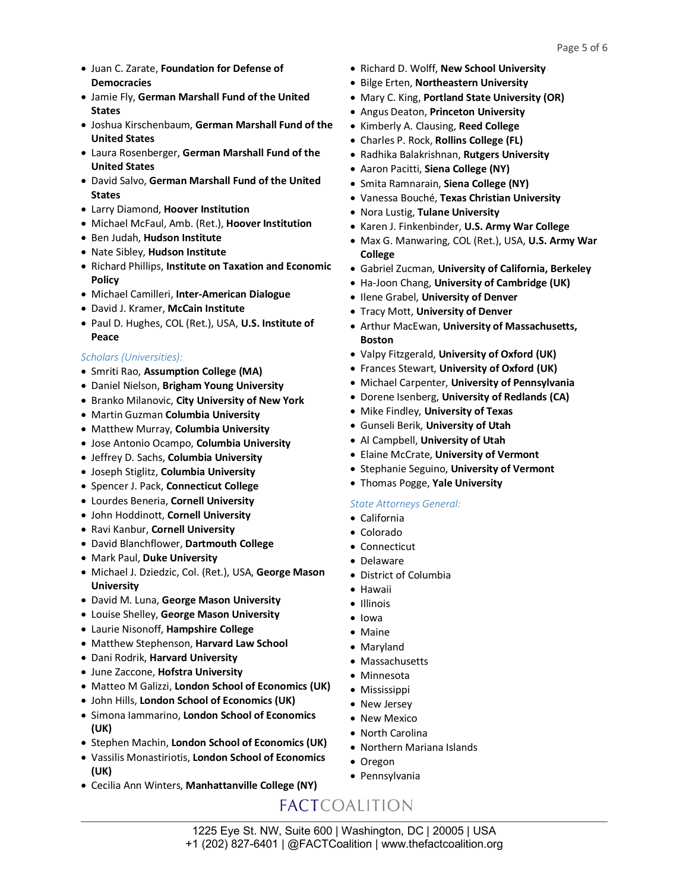- Juan C. Zarate, **Foundation for Defense of Democracies**
- Jamie Fly, **German Marshall Fund of the United States**
- Joshua Kirschenbaum, **German Marshall Fund of the United States**
- Laura Rosenberger, **German Marshall Fund of the United States**
- David Salvo, **German Marshall Fund of the United States**
- Larry Diamond, **Hoover Institution**
- Michael McFaul, Amb. (Ret.), **Hoover Institution**
- Ben Judah, **Hudson Institute**
- Nate Sibley, **Hudson Institute**
- Richard Phillips, **Institute on Taxation and Economic Policy**
- Michael Camilleri, **Inter-American Dialogue**
- David J. Kramer, **McCain Institute**
- Paul D. Hughes, COL (Ret.), USA, **U.S. Institute of Peace**

*Scholars (Universities):*

- Smriti Rao, **Assumption College (MA)**
- Daniel Nielson, **Brigham Young University**
- Branko Milanovic, **City University of New York**
- Martin Guzman **Columbia University**
- Matthew Murray, **Columbia University**
- Jose Antonio Ocampo, **Columbia University**
- Jeffrey D. Sachs, **Columbia University**
- Joseph Stiglitz, **Columbia University**
- Spencer J. Pack, **Connecticut College**
- Lourdes Beneria, **Cornell University**
- John Hoddinott, **Cornell University**
- Ravi Kanbur, **Cornell University**
- David Blanchflower, **Dartmouth College**
- Mark Paul, **Duke University**
- Michael J. Dziedzic, Col. (Ret.), USA, **George Mason University**
- David M. Luna, **George Mason University**
- Louise Shelley, **George Mason University**
- Laurie Nisonoff, **Hampshire College**
- Matthew Stephenson, **Harvard Law School**
- Dani Rodrik, **Harvard University**
- June Zaccone, **Hofstra University**
- Matteo M Galizzi, **London School of Economics (UK)**
- John Hills, **London School of Economics (UK)**
- Simona Iammarino, **London School of Economics (UK)**
- Stephen Machin, **London School of Economics (UK)**
- Vassilis Monastiriotis, **London School of Economics (UK)**
- Cecilia Ann Winters, **Manhattanville College (NY)**
- Richard D. Wolff, **New School University**
- Bilge Erten, **Northeastern University**
- Mary C. King, **Portland State University (OR)**
- Angus Deaton, **Princeton University**
- Kimberly A. Clausing, **Reed College**
- Charles P. Rock, **Rollins College (FL)**
- Radhika Balakrishnan, **Rutgers University**
- Aaron Pacitti, **Siena College (NY)**
- Smita Ramnarain, **Siena College (NY)**
- Vanessa Bouché, **Texas Christian University**
- Nora Lustig, **Tulane University**
- Karen J. Finkenbinder, **U.S. Army War College**
- Max G. Manwaring, COL (Ret.), USA, **U.S. Army War College**
- Gabriel Zucman, **University of California, Berkeley**
- Ha-Joon Chang, **University of Cambridge (UK)**
- Ilene Grabel, **University of Denver**
- Tracy Mott, **University of Denver**
- Arthur MacEwan, **University of Massachusetts, Boston**
- Valpy Fitzgerald, **University of Oxford (UK)**
- Frances Stewart, **University of Oxford (UK)**
- Michael Carpenter, **University of Pennsylvania**
- Dorene Isenberg, **University of Redlands (CA)**
- Mike Findley, **University of Texas**
- Gunseli Berik, **University of Utah**
- Al Campbell, **University of Utah**
- Elaine McCrate, **University of Vermont**
- Stephanie Seguino, **University of Vermont**
- Thomas Pogge, **Yale University**

*State Attorneys General:*

- California
- Colorado
- Connecticut
- Delaware
- District of Columbia
- Hawaii
- Illinois
- Iowa
- Maine
- Maryland
- Massachusetts
- Minnesota
- Mississippi
- New Jersey
- New Mexico
- North Carolina
- Northern Mariana Islands
- Oregon
- Pennsylvania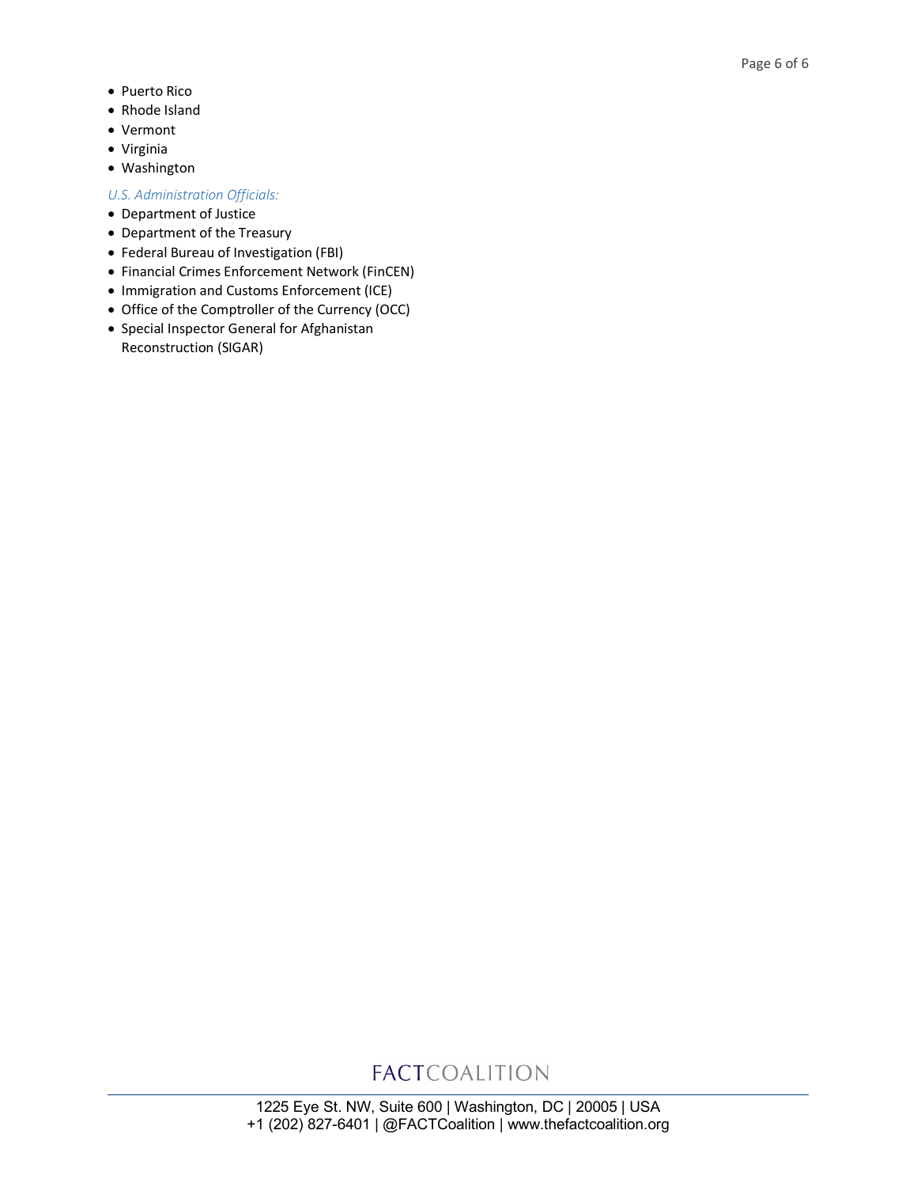- Puerto Rico
- Rhode Island
- Vermont
- Virginia
- Washington

*U.S. Administration Officials:*

- Department of Justice
- Department of the Treasury
- Federal Bureau of Investigation (FBI)
- Financial Crimes Enforcement Network (FinCEN)
- Immigration and Customs Enforcement (ICE)
- Office of the Comptroller of the Currency (OCC)
- Special Inspector General for Afghanistan Reconstruction (SIGAR)